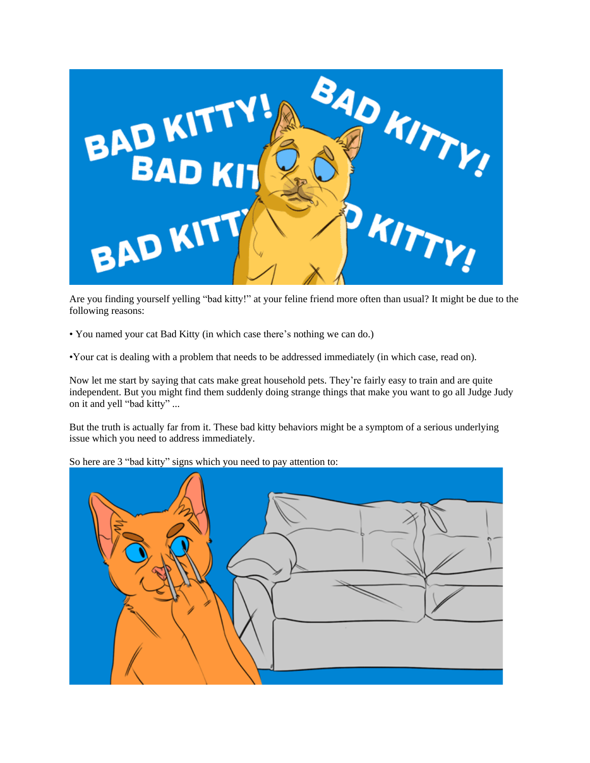Are you finding yourself yelling "bad kitty!" at your feline friend more often than usual? It might be due to the following reasons:

• You named your cat Bad Kitty (in which case there's nothing we can do.)

•Your cat is dealing with a problem that needs to be addressed immediately (in which case, read on).

Now let me start by saying that cats make great household pets. They're fairly easy to train and are quite independent. But you might find them suddenly doing strange things that make you want to go all Judge Judy on it and yell "bad kitty" ...

But the truth is actually far from it. These bad kitty behaviors might be a symptom of a serious underlying issue which you need to address immediately.

So here are 3 "bad kitty" signs which you need to pay attention to: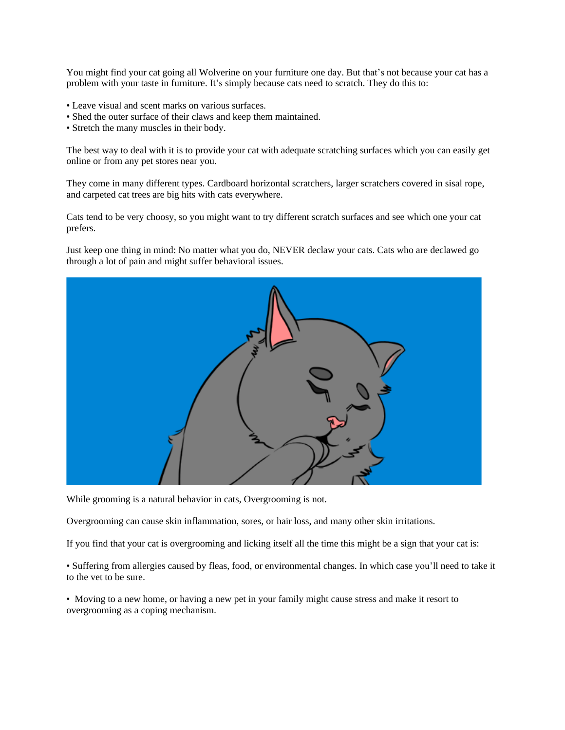You might find your cat going all Wolverine on your furniture one day. But that's not because your cat has a problem with your taste in furniture. It's simply because cats need to scratch. They do this to:

- Leave visual and scent marks on various surfaces.
- Shed the outer surface of their claws and keep them maintained.
- Stretch the many muscles in their body.

The best way to deal with it is to provide your cat with adequate scratching surfaces which you can easily get online or from any pet stores near you.

They come in many different types. Cardboard horizontal scratchers, larger scratchers covered in sisal rope, and carpeted cat trees are big hits with cats everywhere.

Cats tend to be very choosy, so you might want to try different scratch surfaces and see which one your cat prefers.

Just keep one thing in mind: No matter what you do, NEVER declaw your cats. Cats who are declawed go through a lot of pain and might suffer behavioral issues.

While grooming is a natural behavior in cats, Overgrooming is not.

Overgrooming can cause skin inflammation, sores, or hair loss, and many other skin irritations.

If you find that your cat is overgrooming and licking itself all the time this might be a sign that your cat is:

- Suffering from allergies caused by fleas, food, or environmental changes. In which case you'll need to take it to the vet to be sure.

- Moving to a new home, or having a new pet in your family might cause stress and make it resort to overgrooming as a coping mechanism.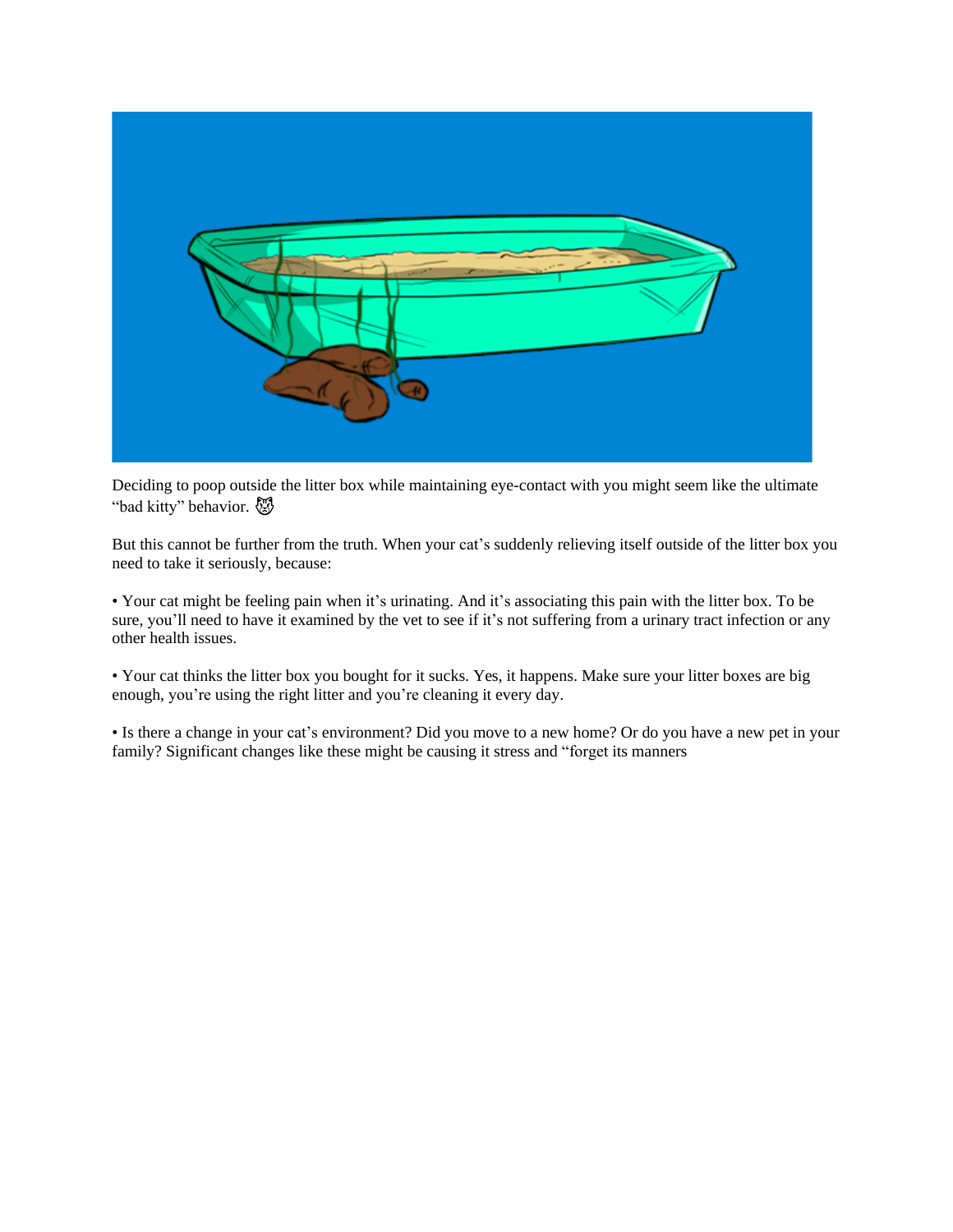Deciding to poop outside the litter box while maintaining eye-contact with you might seem like the ultimate "bad kitty" behavior. 😾

But this cannot be further from the truth. When your cat's suddenly relieving itself outside of the litter box you need to take it seriously, because:

• Your cat might be feeling pain when it's urinating. And it's associating this pain with the litter box. To be sure, you'll need to have it examined by the vet to see if it's not suffering from a urinary tract infection or any other health issues.

• Your cat thinks the litter box you bought for it sucks. Yes, it happens. Make sure your litter boxes are big enough, you're using the right litter and you're cleaning it every day.

• Is there a change in your cat's environment? Did you move to a new home? Or do you have a new pet in your family? Significant changes like these might be causing it stress and "forget its manners